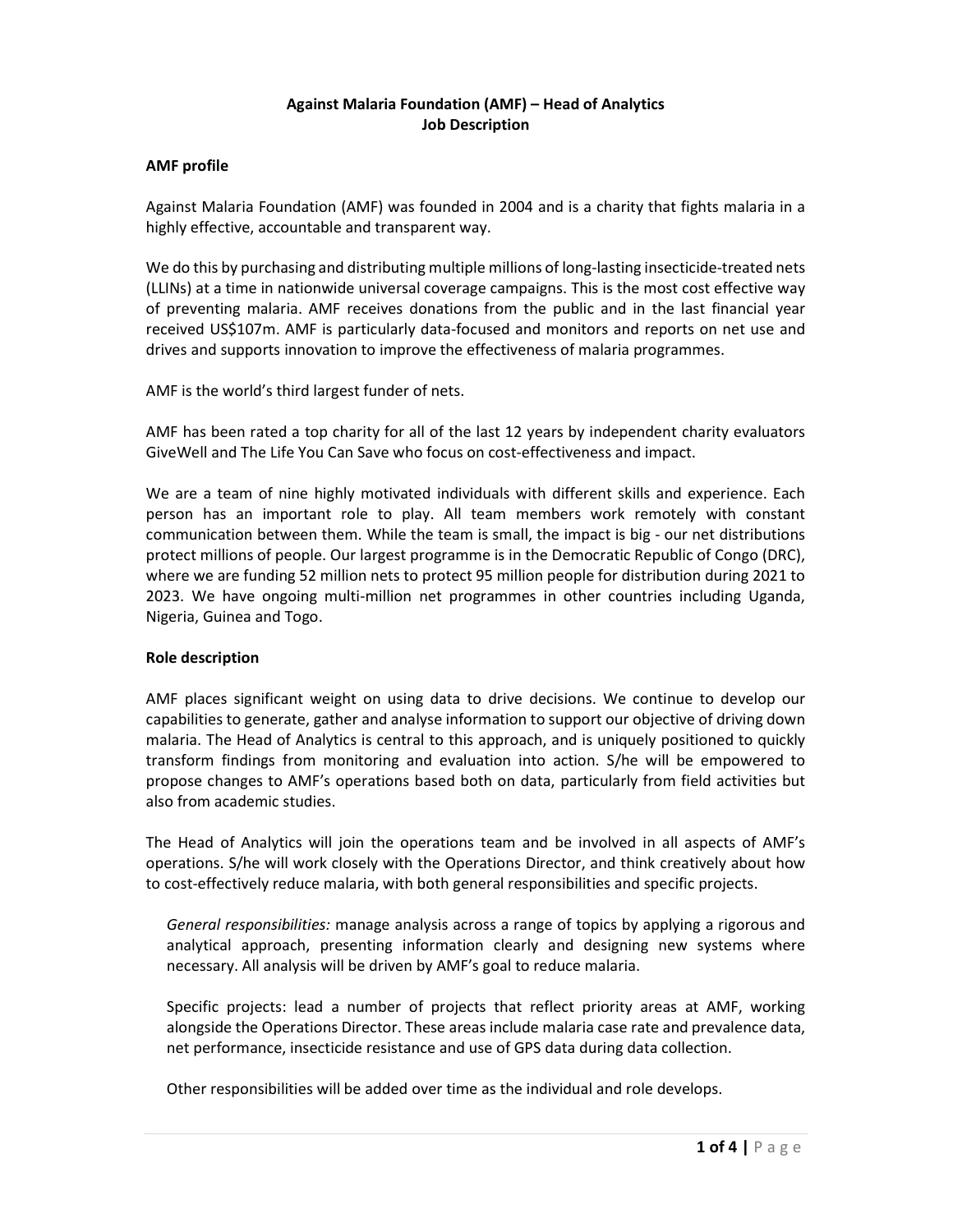# Against Malaria Foundation (AMF) – Head of Analytics
## Job Description

### AMF profile

Against Malaria Foundation (AMF) was founded in 2004 and is a charity that fights malaria in a highly effective, accountable and transparent way.

We do this by purchasing and distributing multiple millions of long-lasting insecticide-treated nets (LLINs) at a time in nationwide universal coverage campaigns. This is the most cost effective way of preventing malaria. AMF receives donations from the public and in the last financial year received US$107m. AMF is particularly data-focused and monitors and reports on net use and drives and supports innovation to improve the effectiveness of malaria programmes.

AMF is the world's third largest funder of nets.

AMF has been rated a top charity for all of the last 12 years by independent charity evaluators GiveWell and The Life You Can Save who focus on cost-effectiveness and impact.

We are a team of nine highly motivated individuals with different skills and experience. Each person has an important role to play. All team members work remotely with constant communication between them. While the team is small, the impact is big - our net distributions protect millions of people. Our largest programme is in the Democratic Republic of Congo (DRC), where we are funding 52 million nets to protect 95 million people for distribution during 2021 to 2023. We have ongoing multi-million net programmes in other countries including Uganda, Nigeria, Guinea and Togo.

### Role description

AMF places significant weight on using data to drive decisions. We continue to develop our capabilities to generate, gather and analyse information to support our objective of driving down malaria. The Head of Analytics is central to this approach, and is uniquely positioned to quickly transform findings from monitoring and evaluation into action. S/he will be empowered to propose changes to AMF's operations based both on data, particularly from field activities but also from academic studies.

The Head of Analytics will join the operations team and be involved in all aspects of AMF's operations. S/he will work closely with the Operations Director, and think creatively about how to cost-effectively reduce malaria, with both general responsibilities and specific projects.

*General responsibilities:* manage analysis across a range of topics by applying a rigorous and analytical approach, presenting information clearly and designing new systems where necessary. All analysis will be driven by AMF's goal to reduce malaria.

Specific projects: lead a number of projects that reflect priority areas at AMF, working alongside the Operations Director. These areas include malaria case rate and prevalence data, net performance, insecticide resistance and use of GPS data during data collection.

Other responsibilities will be added over time as the individual and role develops.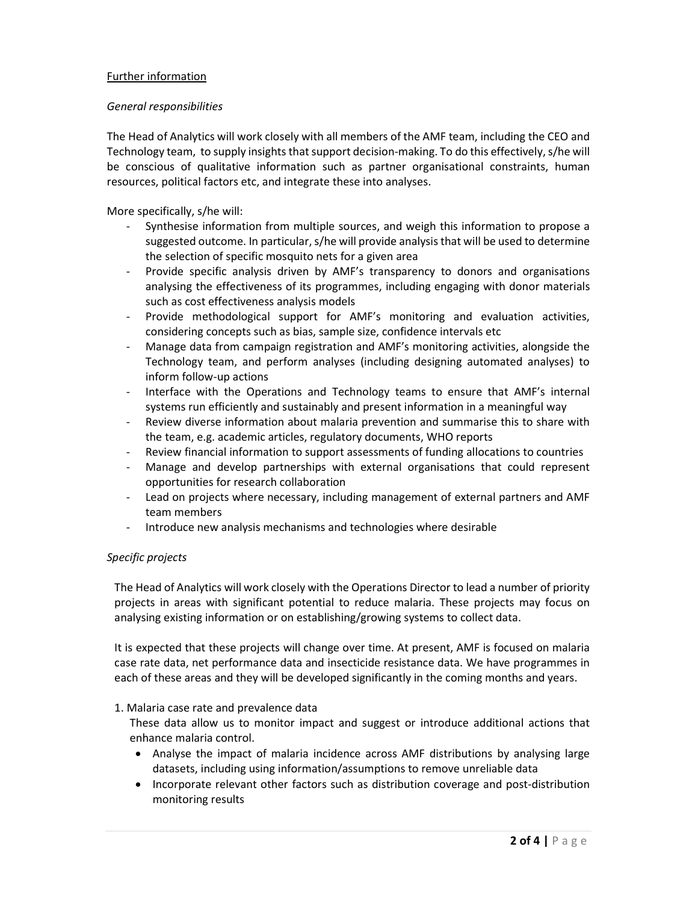Further information

*General responsibilities*

The Head of Analytics will work closely with all members of the AMF team, including the CEO and Technology team, to supply insights that support decision-making. To do this effectively, s/he will be conscious of qualitative information such as partner organisational constraints, human resources, political factors etc, and integrate these into analyses.

More specifically, s/he will:

- Synthesise information from multiple sources, and weigh this information to propose a suggested outcome. In particular, s/he will provide analysis that will be used to determine the selection of specific mosquito nets for a given area
- Provide specific analysis driven by AMF's transparency to donors and organisations analysing the effectiveness of its programmes, including engaging with donor materials such as cost effectiveness analysis models
- Provide methodological support for AMF's monitoring and evaluation activities, considering concepts such as bias, sample size, confidence intervals etc
- Manage data from campaign registration and AMF's monitoring activities, alongside the Technology team, and perform analyses (including designing automated analyses) to inform follow-up actions
- Interface with the Operations and Technology teams to ensure that AMF's internal systems run efficiently and sustainably and present information in a meaningful way
- Review diverse information about malaria prevention and summarise this to share with the team, e.g. academic articles, regulatory documents, WHO reports
- Review financial information to support assessments of funding allocations to countries
- Manage and develop partnerships with external organisations that could represent opportunities for research collaboration
- Lead on projects where necessary, including management of external partners and AMF team members
- Introduce new analysis mechanisms and technologies where desirable

*Specific projects*

The Head of Analytics will work closely with the Operations Director to lead a number of priority projects in areas with significant potential to reduce malaria. These projects may focus on analysing existing information or on establishing/growing systems to collect data.

It is expected that these projects will change over time. At present, AMF is focused on malaria case rate data, net performance data and insecticide resistance data. We have programmes in each of these areas and they will be developed significantly in the coming months and years.

1. Malaria case rate and prevalence data

   These data allow us to monitor impact and suggest or introduce additional actions that enhance malaria control.

   - Analyse the impact of malaria incidence across AMF distributions by analysing large datasets, including using information/assumptions to remove unreliable data
   - Incorporate relevant other factors such as distribution coverage and post-distribution monitoring results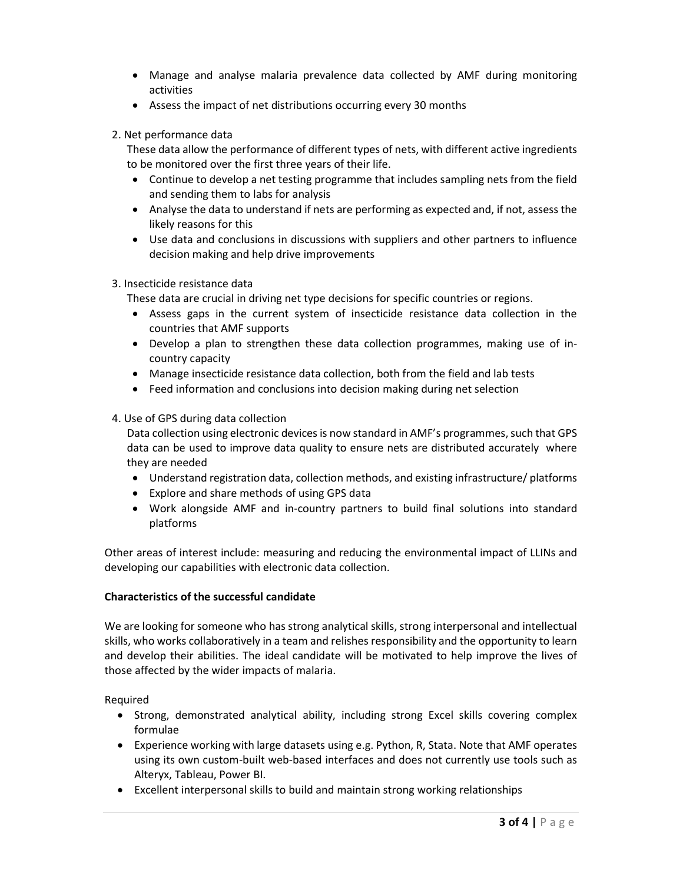- Manage and analyse malaria prevalence data collected by AMF during monitoring activities
- Assess the impact of net distributions occurring every 30 months

2. Net performance data

   These data allow the performance of different types of nets, with different active ingredients to be monitored over the first three years of their life.

   - Continue to develop a net testing programme that includes sampling nets from the field and sending them to labs for analysis
   - Analyse the data to understand if nets are performing as expected and, if not, assess the likely reasons for this
   - Use data and conclusions in discussions with suppliers and other partners to influence decision making and help drive improvements

3. Insecticide resistance data

   These data are crucial in driving net type decisions for specific countries or regions.

   - Assess gaps in the current system of insecticide resistance data collection in the countries that AMF supports
   - Develop a plan to strengthen these data collection programmes, making use of in-country capacity
   - Manage insecticide resistance data collection, both from the field and lab tests
   - Feed information and conclusions into decision making during net selection

4. Use of GPS during data collection

   Data collection using electronic devices is now standard in AMF's programmes, such that GPS data can be used to improve data quality to ensure nets are distributed accurately where they are needed

   - Understand registration data, collection methods, and existing infrastructure/ platforms
   - Explore and share methods of using GPS data
   - Work alongside AMF and in-country partners to build final solutions into standard platforms

Other areas of interest include: measuring and reducing the environmental impact of LLINs and developing our capabilities with electronic data collection.

**Characteristics of the successful candidate**

We are looking for someone who has strong analytical skills, strong interpersonal and intellectual skills, who works collaboratively in a team and relishes responsibility and the opportunity to learn and develop their abilities. The ideal candidate will be motivated to help improve the lives of those affected by the wider impacts of malaria.

Required

- Strong, demonstrated analytical ability, including strong Excel skills covering complex formulae
- Experience working with large datasets using e.g. Python, R, Stata. Note that AMF operates using its own custom-built web-based interfaces and does not currently use tools such as Alteryx, Tableau, Power BI.
- Excellent interpersonal skills to build and maintain strong working relationships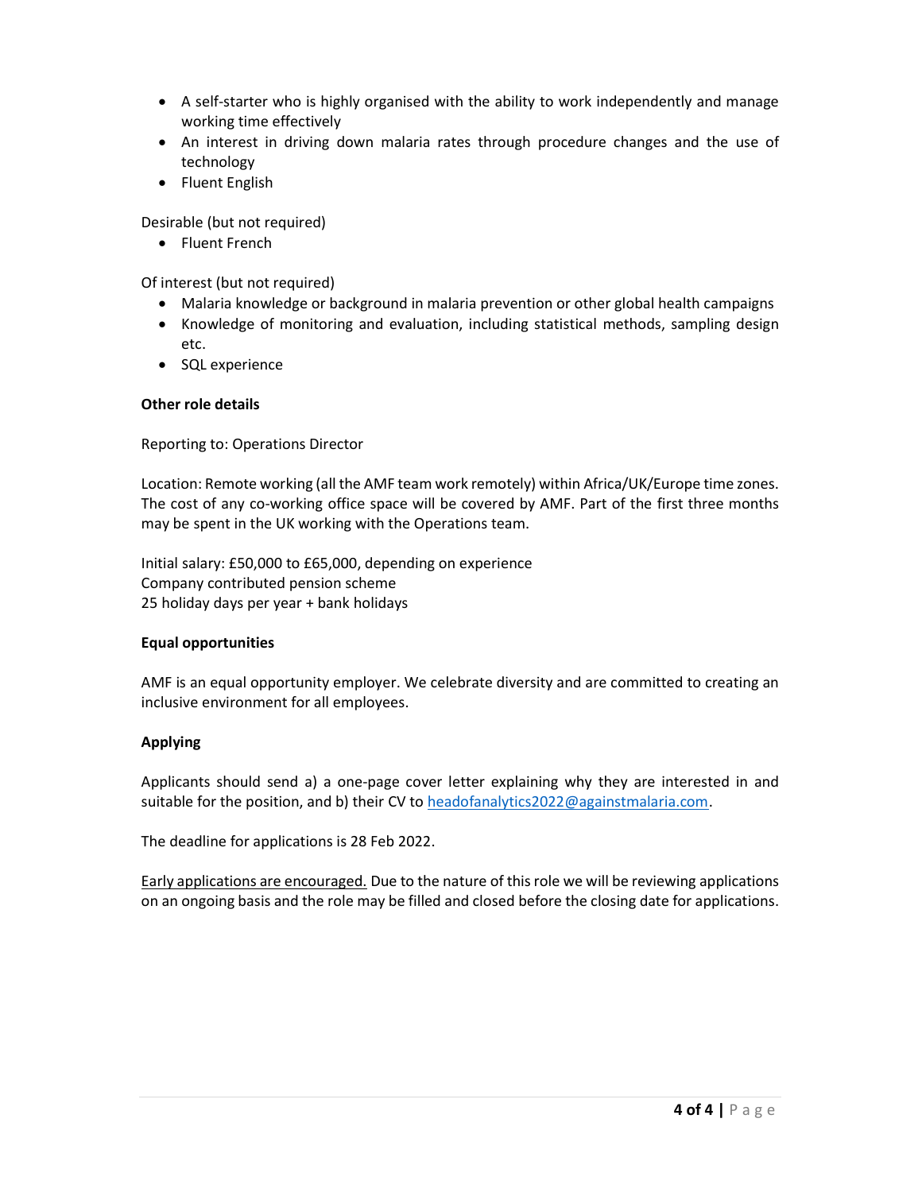- A self-starter who is highly organised with the ability to work independently and manage working time effectively
- An interest in driving down malaria rates through procedure changes and the use of technology
- Fluent English

Desirable (but not required)

- Fluent French

Of interest (but not required)

- Malaria knowledge or background in malaria prevention or other global health campaigns
- Knowledge of monitoring and evaluation, including statistical methods, sampling design etc.
- SQL experience

**Other role details**

Reporting to: Operations Director

Location: Remote working (all the AMF team work remotely) within Africa/UK/Europe time zones. The cost of any co-working office space will be covered by AMF. Part of the first three months may be spent in the UK working with the Operations team.

Initial salary: £50,000 to £65,000, depending on experience
Company contributed pension scheme
25 holiday days per year + bank holidays

**Equal opportunities**

AMF is an equal opportunity employer. We celebrate diversity and are committed to creating an inclusive environment for all employees.

**Applying**

Applicants should send a) a one-page cover letter explaining why they are interested in and suitable for the position, and b) their CV to headofanalytics2022@againstmalaria.com.

The deadline for applications is 28 Feb 2022.

Early applications are encouraged. Due to the nature of this role we will be reviewing applications on an ongoing basis and the role may be filled and closed before the closing date for applications.